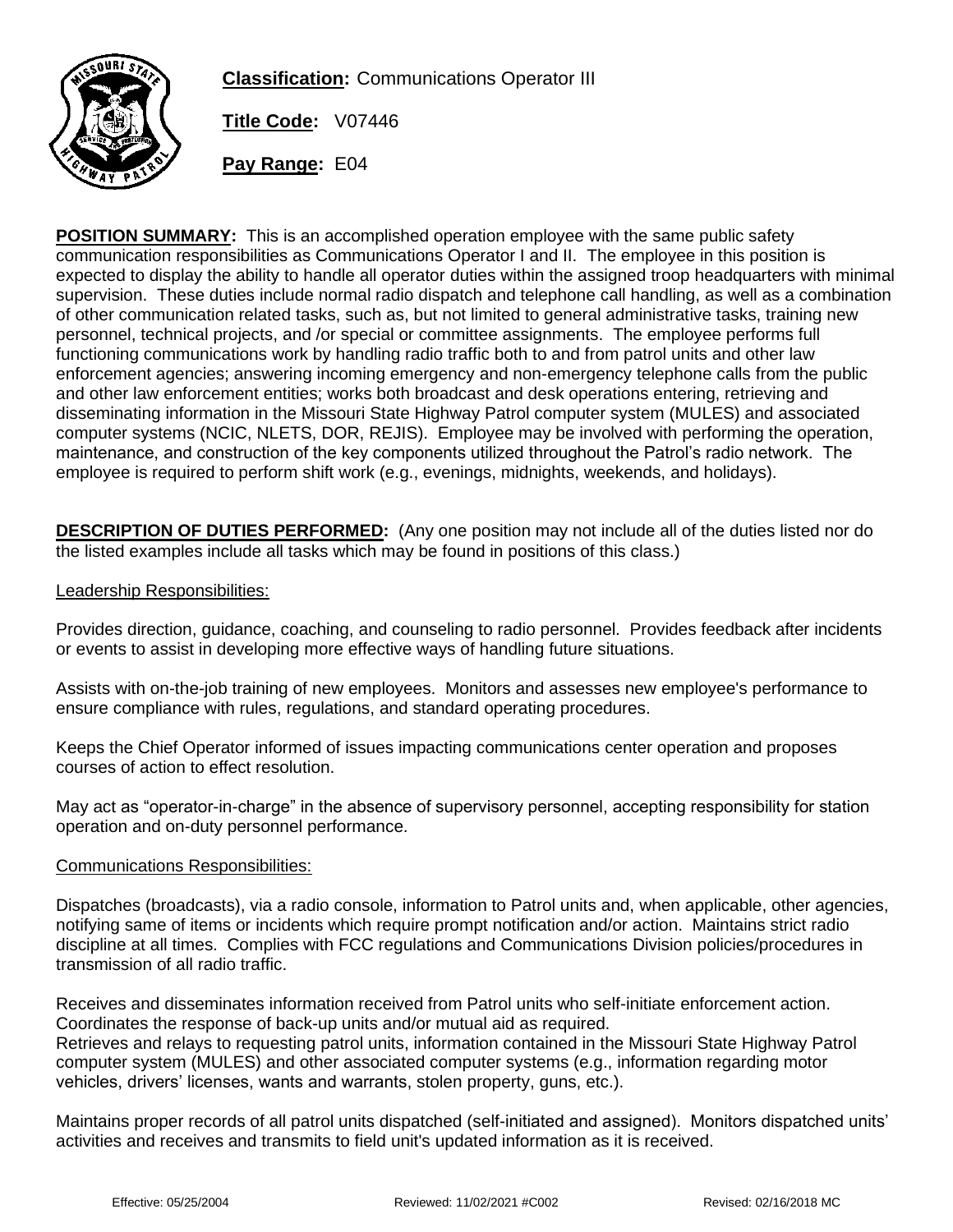**Classification:** Communications Operator III

**Title Code:** V07446

**Pay Range:** E04

**POSITION SUMMARY:** This is an accomplished operation employee with the same public safety communication responsibilities as Communications Operator I and II. The employee in this position is expected to display the ability to handle all operator duties within the assigned troop headquarters with minimal supervision. These duties include normal radio dispatch and telephone call handling, as well as a combination of other communication related tasks, such as, but not limited to general administrative tasks, training new personnel, technical projects, and /or special or committee assignments. The employee performs full functioning communications work by handling radio traffic both to and from patrol units and other law enforcement agencies; answering incoming emergency and non-emergency telephone calls from the public and other law enforcement entities; works both broadcast and desk operations entering, retrieving and disseminating information in the Missouri State Highway Patrol computer system (MULES) and associated computer systems (NCIC, NLETS, DOR, REJIS). Employee may be involved with performing the operation, maintenance, and construction of the key components utilized throughout the Patrol's radio network. The employee is required to perform shift work (e.g., evenings, midnights, weekends, and holidays).

**DESCRIPTION OF DUTIES PERFORMED:** (Any one position may not include all of the duties listed nor do the listed examples include all tasks which may be found in positions of this class.)

Leadership Responsibilities:

Provides direction, guidance, coaching, and counseling to radio personnel. Provides feedback after incidents or events to assist in developing more effective ways of handling future situations.

Assists with on-the-job training of new employees. Monitors and assesses new employee's performance to ensure compliance with rules, regulations, and standard operating procedures.

Keeps the Chief Operator informed of issues impacting communications center operation and proposes courses of action to effect resolution.

May act as "operator-in-charge" in the absence of supervisory personnel, accepting responsibility for station operation and on-duty personnel performance.

Communications Responsibilities:

Dispatches (broadcasts), via a radio console, information to Patrol units and, when applicable, other agencies, notifying same of items or incidents which require prompt notification and/or action. Maintains strict radio discipline at all times. Complies with FCC regulations and Communications Division policies/procedures in transmission of all radio traffic.

Receives and disseminates information received from Patrol units who self-initiate enforcement action. Coordinates the response of back-up units and/or mutual aid as required.
Retrieves and relays to requesting patrol units, information contained in the Missouri State Highway Patrol computer system (MULES) and other associated computer systems (e.g., information regarding motor vehicles, drivers' licenses, wants and warrants, stolen property, guns, etc.).

Maintains proper records of all patrol units dispatched (self-initiated and assigned). Monitors dispatched units' activities and receives and transmits to field unit's updated information as it is received.

Effective: 05/25/2004 Reviewed: 11/02/2021 #C002 Revised: 02/16/2018 MC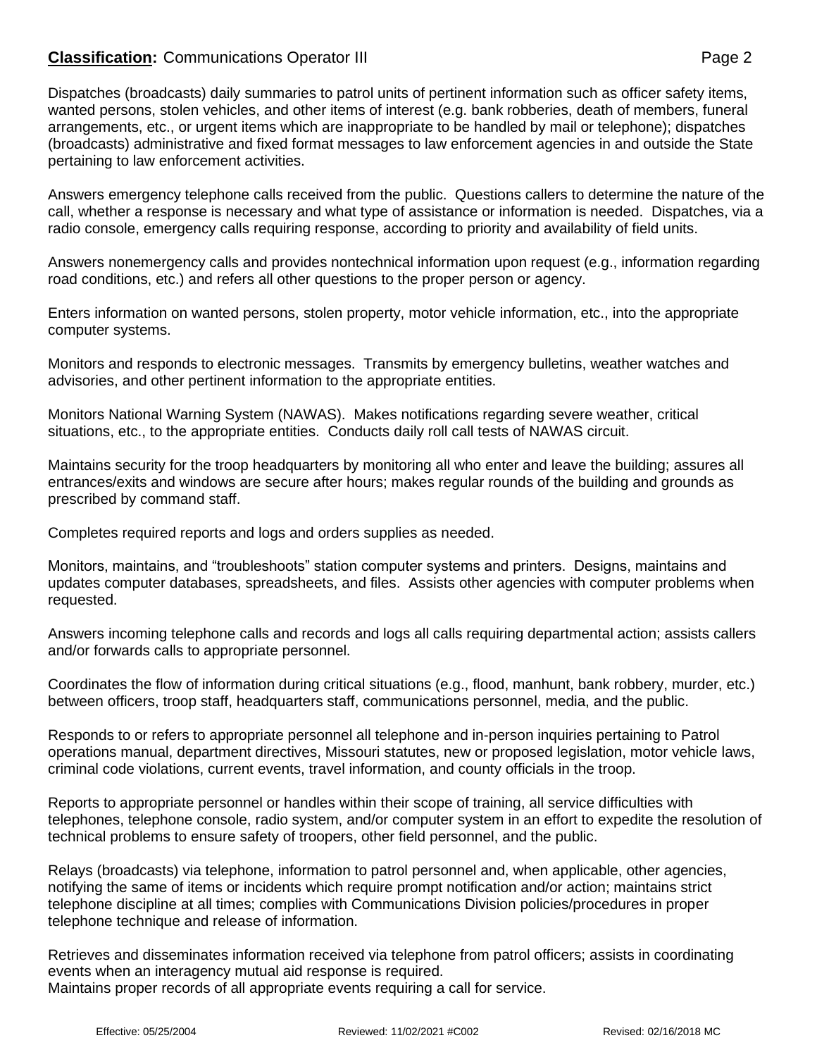Dispatches (broadcasts) daily summaries to patrol units of pertinent information such as officer safety items, wanted persons, stolen vehicles, and other items of interest (e.g. bank robberies, death of members, funeral arrangements, etc., or urgent items which are inappropriate to be handled by mail or telephone); dispatches (broadcasts) administrative and fixed format messages to law enforcement agencies in and outside the State pertaining to law enforcement activities.

Answers emergency telephone calls received from the public. Questions callers to determine the nature of the call, whether a response is necessary and what type of assistance or information is needed. Dispatches, via a radio console, emergency calls requiring response, according to priority and availability of field units.

Answers nonemergency calls and provides nontechnical information upon request (e.g., information regarding road conditions, etc.) and refers all other questions to the proper person or agency.

Enters information on wanted persons, stolen property, motor vehicle information, etc., into the appropriate computer systems.

Monitors and responds to electronic messages. Transmits by emergency bulletins, weather watches and advisories, and other pertinent information to the appropriate entities.

Monitors National Warning System (NAWAS). Makes notifications regarding severe weather, critical situations, etc., to the appropriate entities. Conducts daily roll call tests of NAWAS circuit.

Maintains security for the troop headquarters by monitoring all who enter and leave the building; assures all entrances/exits and windows are secure after hours; makes regular rounds of the building and grounds as prescribed by command staff.

Completes required reports and logs and orders supplies as needed.

Monitors, maintains, and "troubleshoots" station computer systems and printers. Designs, maintains and updates computer databases, spreadsheets, and files. Assists other agencies with computer problems when requested.

Answers incoming telephone calls and records and logs all calls requiring departmental action; assists callers and/or forwards calls to appropriate personnel.

Coordinates the flow of information during critical situations (e.g., flood, manhunt, bank robbery, murder, etc.) between officers, troop staff, headquarters staff, communications personnel, media, and the public.

Responds to or refers to appropriate personnel all telephone and in-person inquiries pertaining to Patrol operations manual, department directives, Missouri statutes, new or proposed legislation, motor vehicle laws, criminal code violations, current events, travel information, and county officials in the troop.

Reports to appropriate personnel or handles within their scope of training, all service difficulties with telephones, telephone console, radio system, and/or computer system in an effort to expedite the resolution of technical problems to ensure safety of troopers, other field personnel, and the public.

Relays (broadcasts) via telephone, information to patrol personnel and, when applicable, other agencies, notifying the same of items or incidents which require prompt notification and/or action; maintains strict telephone discipline at all times; complies with Communications Division policies/procedures in proper telephone technique and release of information.

Retrieves and disseminates information received via telephone from patrol officers; assists in coordinating events when an interagency mutual aid response is required.
Maintains proper records of all appropriate events requiring a call for service.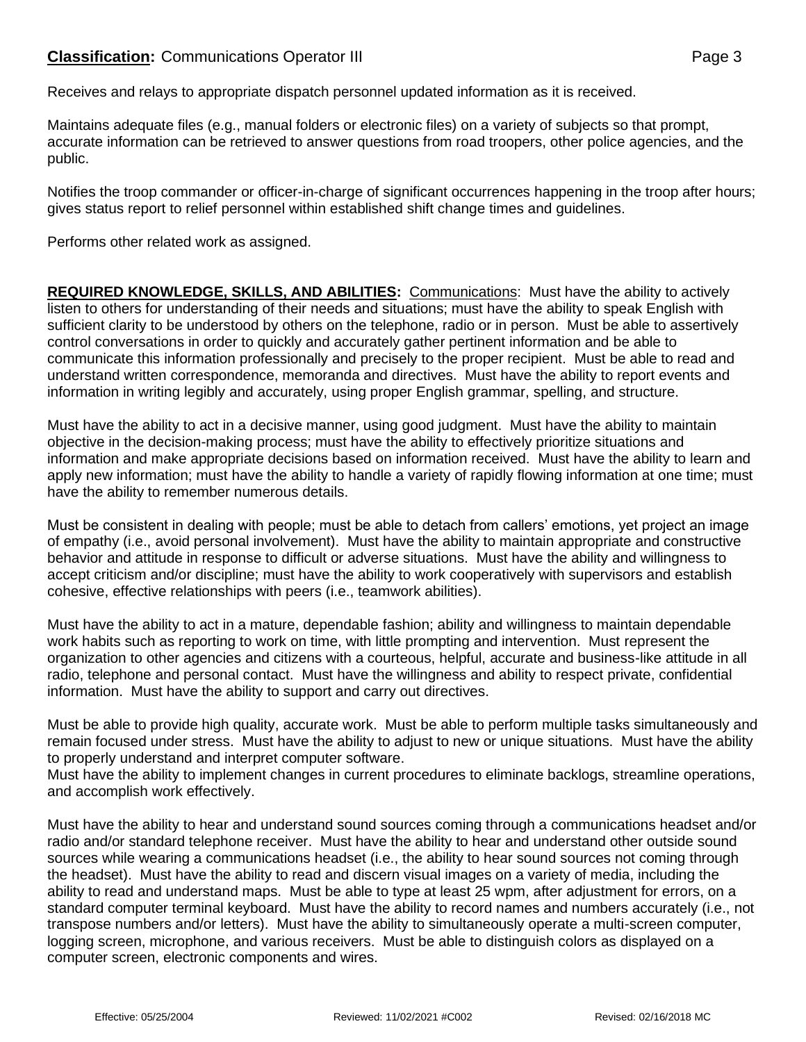Receives and relays to appropriate dispatch personnel updated information as it is received.

Maintains adequate files (e.g., manual folders or electronic files) on a variety of subjects so that prompt, accurate information can be retrieved to answer questions from road troopers, other police agencies, and the public.

Notifies the troop commander or officer-in-charge of significant occurrences happening in the troop after hours; gives status report to relief personnel within established shift change times and guidelines.

Performs other related work as assigned.

**REQUIRED KNOWLEDGE, SKILLS, AND ABILITIES:** Communications: Must have the ability to actively listen to others for understanding of their needs and situations; must have the ability to speak English with sufficient clarity to be understood by others on the telephone, radio or in person. Must be able to assertively control conversations in order to quickly and accurately gather pertinent information and be able to communicate this information professionally and precisely to the proper recipient. Must be able to read and understand written correspondence, memoranda and directives. Must have the ability to report events and information in writing legibly and accurately, using proper English grammar, spelling, and structure.

Must have the ability to act in a decisive manner, using good judgment. Must have the ability to maintain objective in the decision-making process; must have the ability to effectively prioritize situations and information and make appropriate decisions based on information received. Must have the ability to learn and apply new information; must have the ability to handle a variety of rapidly flowing information at one time; must have the ability to remember numerous details.

Must be consistent in dealing with people; must be able to detach from callers' emotions, yet project an image of empathy (i.e., avoid personal involvement). Must have the ability to maintain appropriate and constructive behavior and attitude in response to difficult or adverse situations. Must have the ability and willingness to accept criticism and/or discipline; must have the ability to work cooperatively with supervisors and establish cohesive, effective relationships with peers (i.e., teamwork abilities).

Must have the ability to act in a mature, dependable fashion; ability and willingness to maintain dependable work habits such as reporting to work on time, with little prompting and intervention. Must represent the organization to other agencies and citizens with a courteous, helpful, accurate and business-like attitude in all radio, telephone and personal contact. Must have the willingness and ability to respect private, confidential information. Must have the ability to support and carry out directives.

Must be able to provide high quality, accurate work. Must be able to perform multiple tasks simultaneously and remain focused under stress. Must have the ability to adjust to new or unique situations. Must have the ability to properly understand and interpret computer software.
Must have the ability to implement changes in current procedures to eliminate backlogs, streamline operations, and accomplish work effectively.

Must have the ability to hear and understand sound sources coming through a communications headset and/or radio and/or standard telephone receiver. Must have the ability to hear and understand other outside sound sources while wearing a communications headset (i.e., the ability to hear sound sources not coming through the headset). Must have the ability to read and discern visual images on a variety of media, including the ability to read and understand maps. Must be able to type at least 25 wpm, after adjustment for errors, on a standard computer terminal keyboard. Must have the ability to record names and numbers accurately (i.e., not transpose numbers and/or letters). Must have the ability to simultaneously operate a multi-screen computer, logging screen, microphone, and various receivers. Must be able to distinguish colors as displayed on a computer screen, electronic components and wires.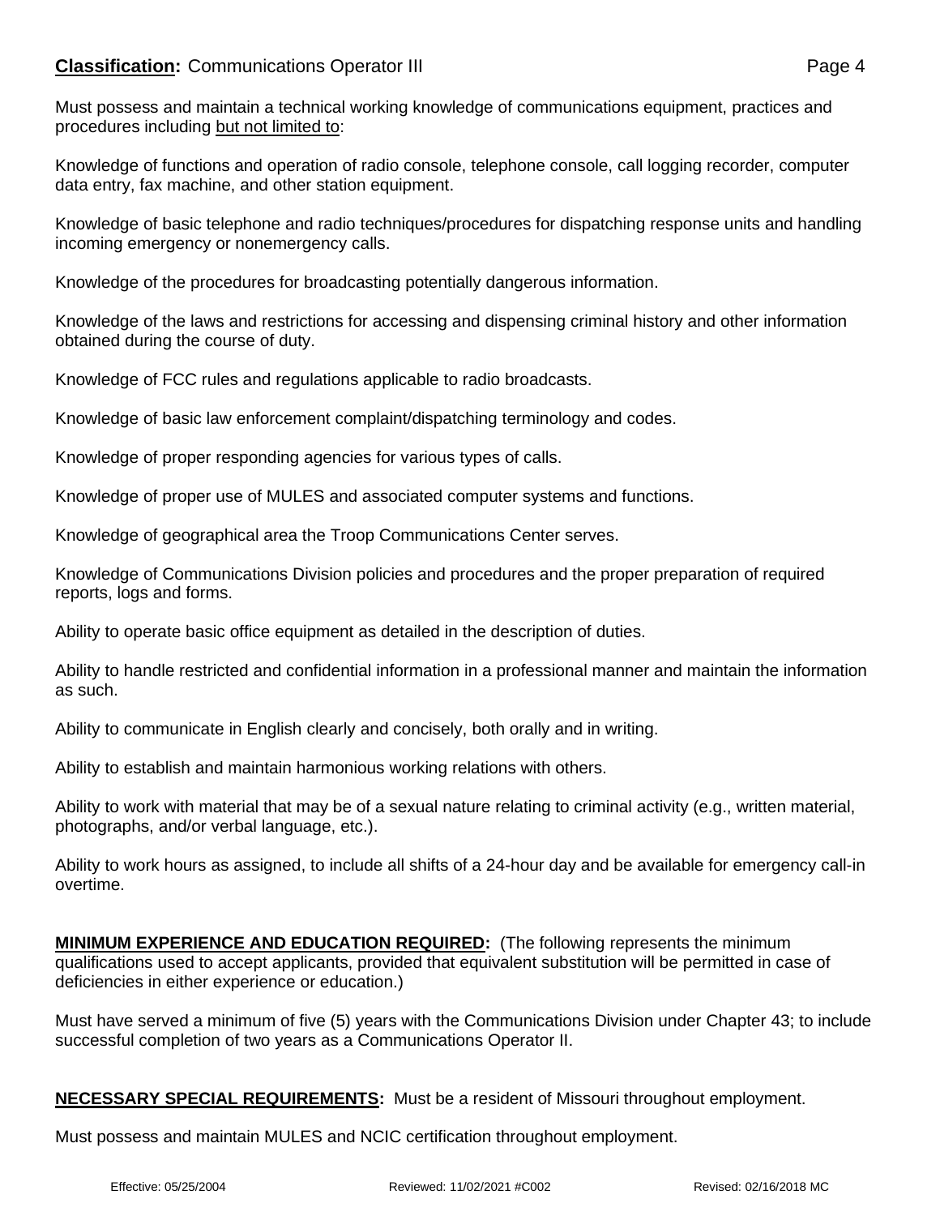Must possess and maintain a technical working knowledge of communications equipment, practices and procedures including <u>but not limited to</u>:

Knowledge of functions and operation of radio console, telephone console, call logging recorder, computer data entry, fax machine, and other station equipment.

Knowledge of basic telephone and radio techniques/procedures for dispatching response units and handling incoming emergency or nonemergency calls.

Knowledge of the procedures for broadcasting potentially dangerous information.

Knowledge of the laws and restrictions for accessing and dispensing criminal history and other information obtained during the course of duty.

Knowledge of FCC rules and regulations applicable to radio broadcasts.

Knowledge of basic law enforcement complaint/dispatching terminology and codes.

Knowledge of proper responding agencies for various types of calls.

Knowledge of proper use of MULES and associated computer systems and functions.

Knowledge of geographical area the Troop Communications Center serves.

Knowledge of Communications Division policies and procedures and the proper preparation of required reports, logs and forms.

Ability to operate basic office equipment as detailed in the description of duties.

Ability to handle restricted and confidential information in a professional manner and maintain the information as such.

Ability to communicate in English clearly and concisely, both orally and in writing.

Ability to establish and maintain harmonious working relations with others.

Ability to work with material that may be of a sexual nature relating to criminal activity (e.g., written material, photographs, and/or verbal language, etc.).

Ability to work hours as assigned, to include all shifts of a 24-hour day and be available for emergency call-in overtime.

**MINIMUM EXPERIENCE AND EDUCATION REQUIRED:** (The following represents the minimum qualifications used to accept applicants, provided that equivalent substitution will be permitted in case of deficiencies in either experience or education.)

Must have served a minimum of five (5) years with the Communications Division under Chapter 43; to include successful completion of two years as a Communications Operator II.

**NECESSARY SPECIAL REQUIREMENTS:** Must be a resident of Missouri throughout employment.

Must possess and maintain MULES and NCIC certification throughout employment.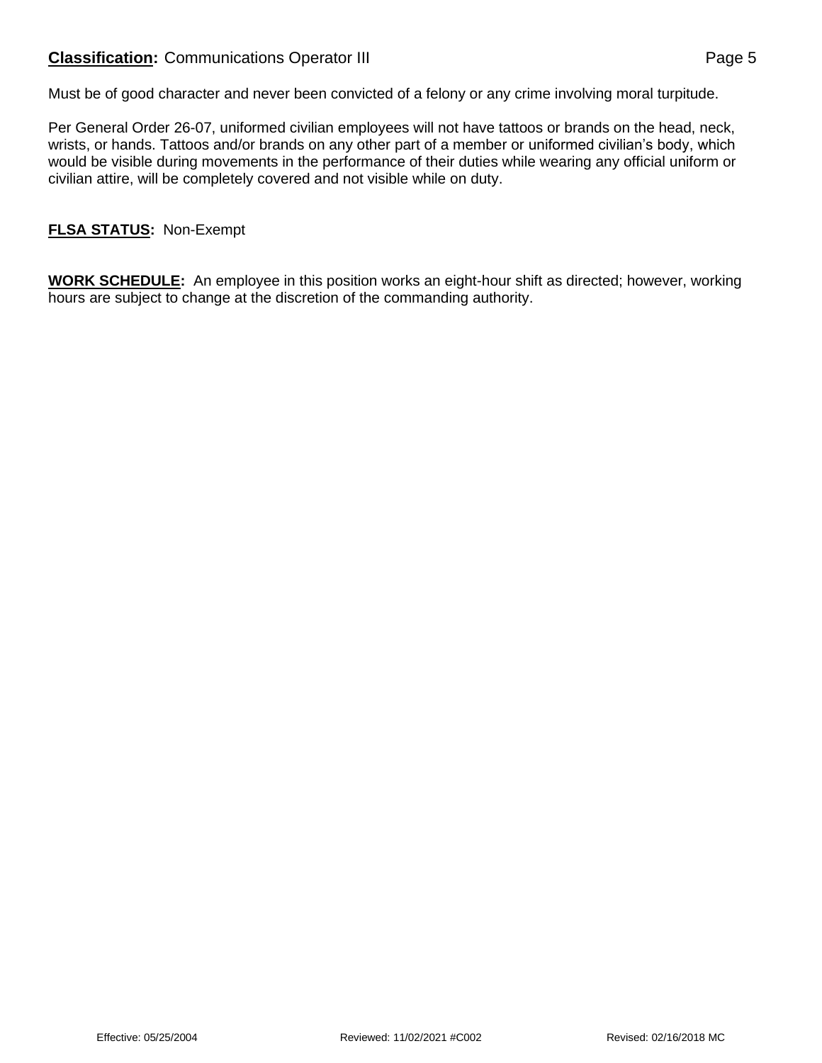Must be of good character and never been convicted of a felony or any crime involving moral turpitude.

Per General Order 26-07, uniformed civilian employees will not have tattoos or brands on the head, neck, wrists, or hands. Tattoos and/or brands on any other part of a member or uniformed civilian's body, which would be visible during movements in the performance of their duties while wearing any official uniform or civilian attire, will be completely covered and not visible while on duty.

**FLSA STATUS:** Non-Exempt

**WORK SCHEDULE:** An employee in this position works an eight-hour shift as directed; however, working hours are subject to change at the discretion of the commanding authority.